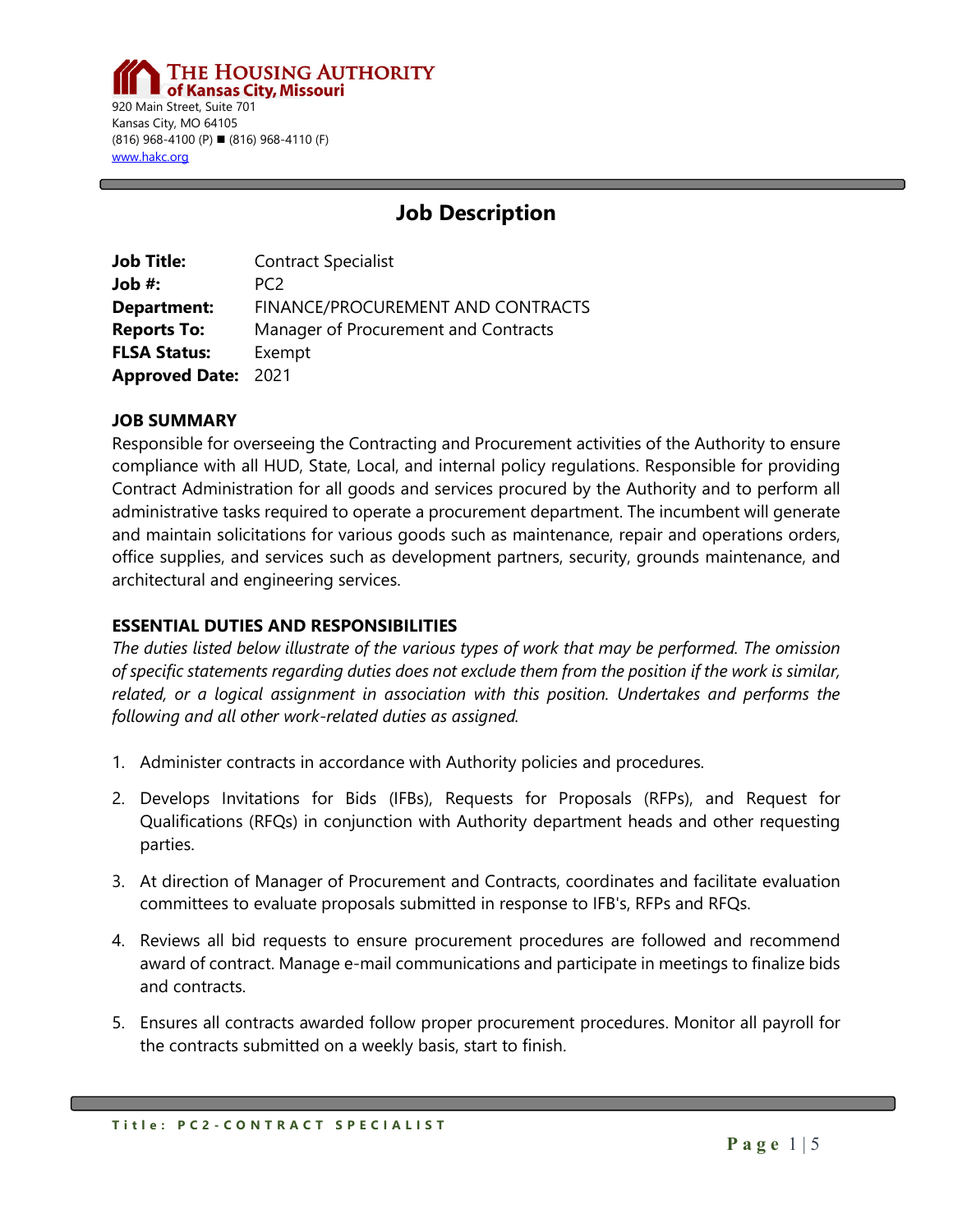**THE HOUSING AUTHORITY of Kansas City, Missouri**

920 Main Street, Suite 701
Kansas City, MO 64105
(816) 968-4100 (P) ■ (816) 968-4110 (F)
www.hakc.org

# Job Description

**Job Title:** Contract Specialist
**Job #:** PC2
**Department:** FINANCE/PROCUREMENT AND CONTRACTS
**Reports To:** Manager of Procurement and Contracts
**FLSA Status:** Exempt
**Approved Date:** 2021

## JOB SUMMARY

Responsible for overseeing the Contracting and Procurement activities of the Authority to ensure compliance with all HUD, State, Local, and internal policy regulations. Responsible for providing Contract Administration for all goods and services procured by the Authority and to perform all administrative tasks required to operate a procurement department. The incumbent will generate and maintain solicitations for various goods such as maintenance, repair and operations orders, office supplies, and services such as development partners, security, grounds maintenance, and architectural and engineering services.

## ESSENTIAL DUTIES AND RESPONSIBILITIES

*The duties listed below illustrate of the various types of work that may be performed. The omission of specific statements regarding duties does not exclude them from the position if the work is similar, related, or a logical assignment in association with this position. Undertakes and performs the following and all other work-related duties as assigned.*

1. Administer contracts in accordance with Authority policies and procedures.

2. Develops Invitations for Bids (IFBs), Requests for Proposals (RFPs), and Request for Qualifications (RFQs) in conjunction with Authority department heads and other requesting parties.

3. At direction of Manager of Procurement and Contracts, coordinates and facilitate evaluation committees to evaluate proposals submitted in response to IFB's, RFPs and RFQs.

4. Reviews all bid requests to ensure procurement procedures are followed and recommend award of contract. Manage e-mail communications and participate in meetings to finalize bids and contracts.

5. Ensures all contracts awarded follow proper procurement procedures. Monitor all payroll for the contracts submitted on a weekly basis, start to finish.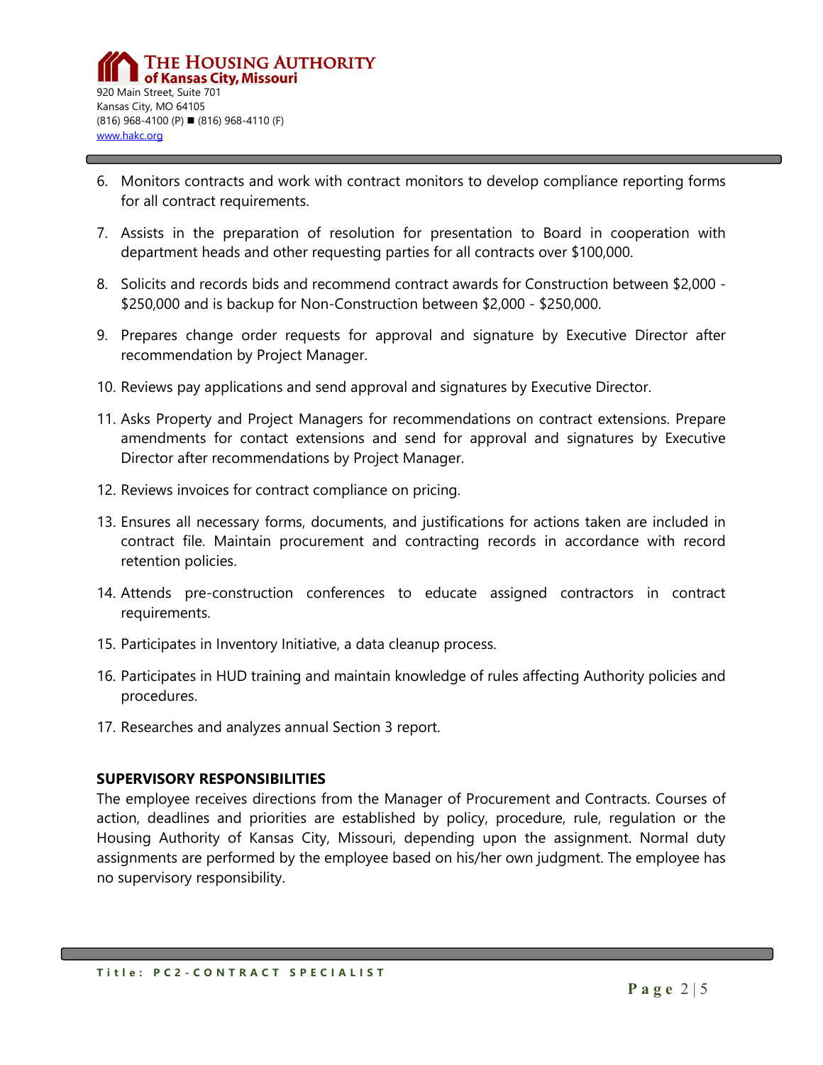6. Monitors contracts and work with contract monitors to develop compliance reporting forms for all contract requirements.
7. Assists in the preparation of resolution for presentation to Board in cooperation with department heads and other requesting parties for all contracts over $100,000.
8. Solicits and records bids and recommend contract awards for Construction between $2,000 - $250,000 and is backup for Non-Construction between $2,000 - $250,000.
9. Prepares change order requests for approval and signature by Executive Director after recommendation by Project Manager.
10. Reviews pay applications and send approval and signatures by Executive Director.
11. Asks Property and Project Managers for recommendations on contract extensions. Prepare amendments for contact extensions and send for approval and signatures by Executive Director after recommendations by Project Manager.
12. Reviews invoices for contract compliance on pricing.
13. Ensures all necessary forms, documents, and justifications for actions taken are included in contract file. Maintain procurement and contracting records in accordance with record retention policies.
14. Attends pre-construction conferences to educate assigned contractors in contract requirements.
15. Participates in Inventory Initiative, a data cleanup process.
16. Participates in HUD training and maintain knowledge of rules affecting Authority policies and procedures.
17. Researches and analyzes annual Section 3 report.

**SUPERVISORY RESPONSIBILITIES**

The employee receives directions from the Manager of Procurement and Contracts. Courses of action, deadlines and priorities are established by policy, procedure, rule, regulation or the Housing Authority of Kansas City, Missouri, depending upon the assignment. Normal duty assignments are performed by the employee based on his/her own judgment. The employee has no supervisory responsibility.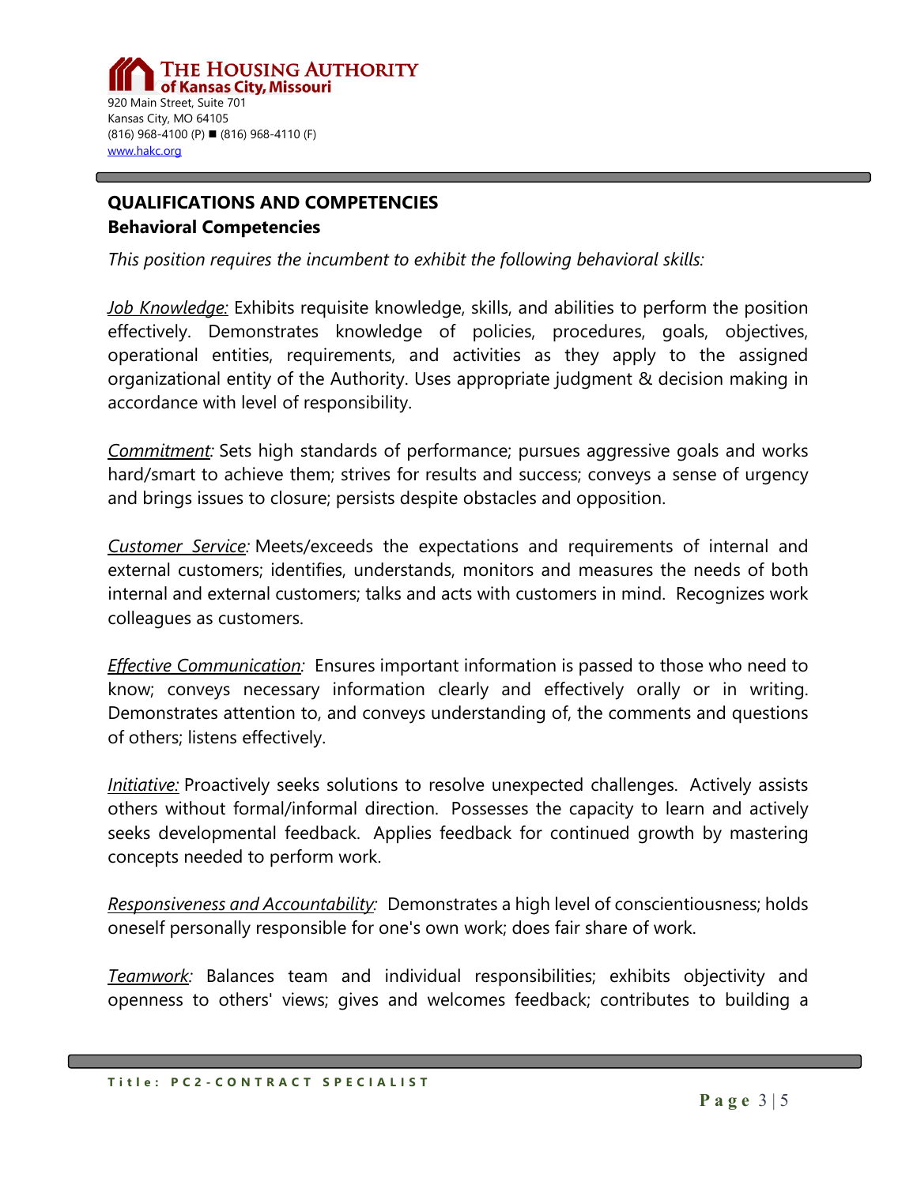## QUALIFICATIONS AND COMPETENCIES

### Behavioral Competencies

*This position requires the incumbent to exhibit the following behavioral skills:*

*Job Knowledge:* Exhibits requisite knowledge, skills, and abilities to perform the position effectively. Demonstrates knowledge of policies, procedures, goals, objectives, operational entities, requirements, and activities as they apply to the assigned organizational entity of the Authority. Uses appropriate judgment & decision making in accordance with level of responsibility.

*Commitment:* Sets high standards of performance; pursues aggressive goals and works hard/smart to achieve them; strives for results and success; conveys a sense of urgency and brings issues to closure; persists despite obstacles and opposition.

*Customer Service:* Meets/exceeds the expectations and requirements of internal and external customers; identifies, understands, monitors and measures the needs of both internal and external customers; talks and acts with customers in mind. Recognizes work colleagues as customers.

*Effective Communication:* Ensures important information is passed to those who need to know; conveys necessary information clearly and effectively orally or in writing. Demonstrates attention to, and conveys understanding of, the comments and questions of others; listens effectively.

*Initiative:* Proactively seeks solutions to resolve unexpected challenges. Actively assists others without formal/informal direction. Possesses the capacity to learn and actively seeks developmental feedback. Applies feedback for continued growth by mastering concepts needed to perform work.

*Responsiveness and Accountability:* Demonstrates a high level of conscientiousness; holds oneself personally responsible for one's own work; does fair share of work.

*Teamwork:* Balances team and individual responsibilities; exhibits objectivity and openness to others' views; gives and welcomes feedback; contributes to building a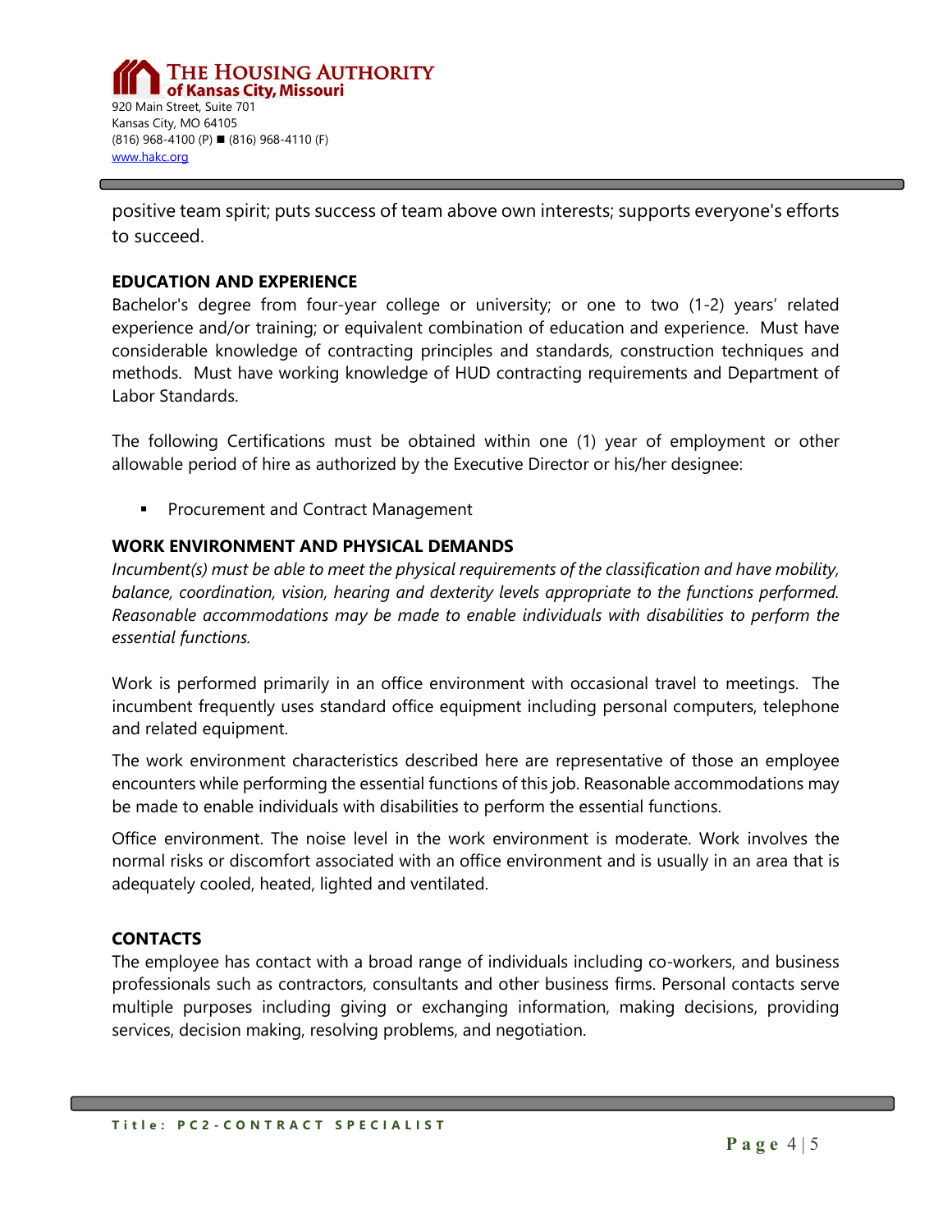positive team spirit; puts success of team above own interests; supports everyone's efforts to succeed.

**EDUCATION AND EXPERIENCE**

Bachelor's degree from four-year college or university; or one to two (1-2) years' related experience and/or training; or equivalent combination of education and experience. Must have considerable knowledge of contracting principles and standards, construction techniques and methods. Must have working knowledge of HUD contracting requirements and Department of Labor Standards.

The following Certifications must be obtained within one (1) year of employment or other allowable period of hire as authorized by the Executive Director or his/her designee:

- Procurement and Contract Management

**WORK ENVIRONMENT AND PHYSICAL DEMANDS**

*Incumbent(s) must be able to meet the physical requirements of the classification and have mobility, balance, coordination, vision, hearing and dexterity levels appropriate to the functions performed. Reasonable accommodations may be made to enable individuals with disabilities to perform the essential functions.*

Work is performed primarily in an office environment with occasional travel to meetings. The incumbent frequently uses standard office equipment including personal computers, telephone and related equipment.

The work environment characteristics described here are representative of those an employee encounters while performing the essential functions of this job. Reasonable accommodations may be made to enable individuals with disabilities to perform the essential functions.

Office environment. The noise level in the work environment is moderate. Work involves the normal risks or discomfort associated with an office environment and is usually in an area that is adequately cooled, heated, lighted and ventilated.

**CONTACTS**

The employee has contact with a broad range of individuals including co-workers, and business professionals such as contractors, consultants and other business firms. Personal contacts serve multiple purposes including giving or exchanging information, making decisions, providing services, decision making, resolving problems, and negotiation.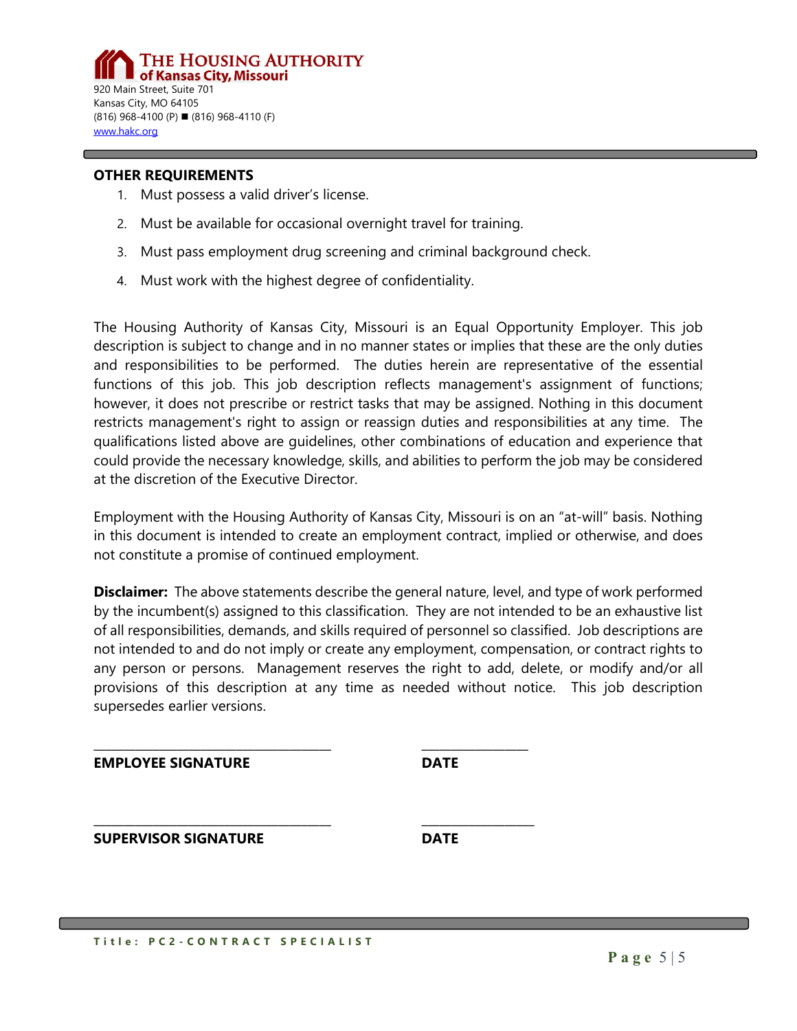## OTHER REQUIREMENTS

1. Must possess a valid driver's license.
2. Must be available for occasional overnight travel for training.
3. Must pass employment drug screening and criminal background check.
4. Must work with the highest degree of confidentiality.

The Housing Authority of Kansas City, Missouri is an Equal Opportunity Employer. This job description is subject to change and in no manner states or implies that these are the only duties and responsibilities to be performed. The duties herein are representative of the essential functions of this job. This job description reflects management's assignment of functions; however, it does not prescribe or restrict tasks that may be assigned. Nothing in this document restricts management's right to assign or reassign duties and responsibilities at any time. The qualifications listed above are guidelines, other combinations of education and experience that could provide the necessary knowledge, skills, and abilities to perform the job may be considered at the discretion of the Executive Director.

Employment with the Housing Authority of Kansas City, Missouri is on an "at-will" basis. Nothing in this document is intended to create an employment contract, implied or otherwise, and does not constitute a promise of continued employment.

**Disclaimer:** The above statements describe the general nature, level, and type of work performed by the incumbent(s) assigned to this classification. They are not intended to be an exhaustive list of all responsibilities, demands, and skills required of personnel so classified. Job descriptions are not intended to and do not imply or create any employment, compensation, or contract rights to any person or persons. Management reserves the right to add, delete, or modify and/or all provisions of this description at any time as needed without notice. This job description supersedes earlier versions.

\_\_\_\_\_\_\_\_\_\_\_\_\_\_\_\_\_\_\_\_\_\_\_\_\_\_\_\_\_\_\_\_\_\_\_\_ \_\_\_\_\_\_\_\_\_\_\_\_\_\_\_\_\_

**EMPLOYEE SIGNATURE** **DATE**

\_\_\_\_\_\_\_\_\_\_\_\_\_\_\_\_\_\_\_\_\_\_\_\_\_\_\_\_\_\_\_\_\_\_\_\_ \_\_\_\_\_\_\_\_\_\_\_\_\_\_\_\_\_

**SUPERVISOR SIGNATURE** **DATE**